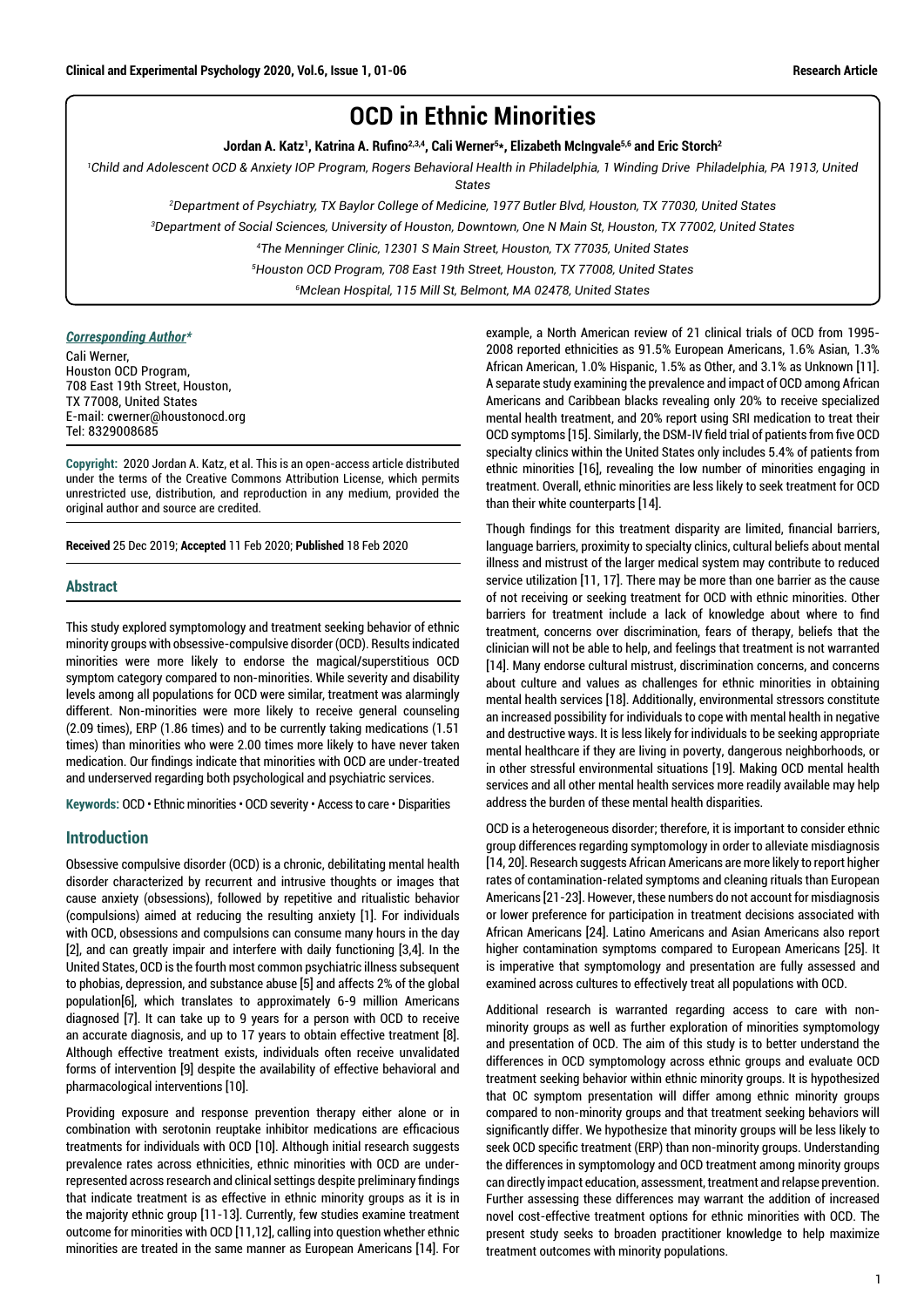# OCD in Ethnic Minorities

**Jordan A. Katz[1], Katrina A. Rufino[2,3,4], Cali Werner[5]*, Elizabeth McIngvale[5,6] and Eric Storch[2]**

[1]*Child and Adolescent OCD & Anxiety IOP Program, Rogers Behavioral Health in Philadelphia, 1 Winding Drive Philadelphia, PA 1913, United States*

[2]*Department of Psychiatry, TX Baylor College of Medicine, 1977 Butler Blvd, Houston, TX 77030, United States*

[3]*Department of Social Sciences, University of Houston, Downtown, One N Main St, Houston, TX 77002, United States*

[4]*The Menninger Clinic, 12301 S Main Street, Houston, TX 77035, United States*

[5]*Houston OCD Program, 708 East 19th Street, Houston, TX 77008, United States*

[6]*Mclean Hospital, 115 Mill St, Belmont, MA 02478, United States*

***Corresponding Author****

Cali Werner,
Houston OCD Program,
708 East 19th Street, Houston,
TX 77008, United States
E-mail: cwerner@houstonocd.org
Tel: 8329008685

**Copyright:** 2020 Jordan A. Katz, et al. This is an open-access article distributed under the terms of the Creative Commons Attribution License, which permits unrestricted use, distribution, and reproduction in any medium, provided the original author and source are credited.

**Received** 25 Dec 2019; **Accepted** 11 Feb 2020; **Published** 18 Feb 2020

## Abstract

This study explored symptomology and treatment seeking behavior of ethnic minority groups with obsessive-compulsive disorder (OCD). Results indicated minorities were more likely to endorse the magical/superstitious OCD symptom category compared to non-minorities. While severity and disability levels among all populations for OCD were similar, treatment was alarmingly different. Non-minorities were more likely to receive general counseling (2.09 times), ERP (1.86 times) and to be currently taking medications (1.51 times) than minorities who were 2.00 times more likely to have never taken medication. Our findings indicate that minorities with OCD are under-treated and underserved regarding both psychological and psychiatric services.

**Keywords:** OCD • Ethnic minorities • OCD severity • Access to care • Disparities

## Introduction

Obsessive compulsive disorder (OCD) is a chronic, debilitating mental health disorder characterized by recurrent and intrusive thoughts or images that cause anxiety (obsessions), followed by repetitive and ritualistic behavior (compulsions) aimed at reducing the resulting anxiety [1]. For individuals with OCD, obsessions and compulsions can consume many hours in the day [2], and can greatly impair and interfere with daily functioning [3,4]. In the United States, OCD is the fourth most common psychiatric illness subsequent to phobias, depression, and substance abuse [5] and affects 2% of the global population[6], which translates to approximately 6-9 million Americans diagnosed [7]. It can take up to 9 years for a person with OCD to receive an accurate diagnosis, and up to 17 years to obtain effective treatment [8]. Although effective treatment exists, individuals often receive unvalidated forms of intervention [9] despite the availability of effective behavioral and pharmacological interventions [10].

Providing exposure and response prevention therapy either alone or in combination with serotonin reuptake inhibitor medications are efficacious treatments for individuals with OCD [10]. Although initial research suggests prevalence rates across ethnicities, ethnic minorities with OCD are under-represented across research and clinical settings despite preliminary findings that indicate treatment is as effective in ethnic minority groups as it is in the majority ethnic group [11-13]. Currently, few studies examine treatment outcome for minorities with OCD [11,12], calling into question whether ethnic minorities are treated in the same manner as European Americans [14]. For example, a North American review of 21 clinical trials of OCD from 1995-2008 reported ethnicities as 91.5% European Americans, 1.6% Asian, 1.3% African American, 1.0% Hispanic, 1.5% as Other, and 3.1% as Unknown [11]. A separate study examining the prevalence and impact of OCD among African Americans and Caribbean blacks revealing only 20% to receive specialized mental health treatment, and 20% report using SRI medication to treat their OCD symptoms [15]. Similarly, the DSM-IV field trial of patients from five OCD specialty clinics within the United States only includes 5.4% of patients from ethnic minorities [16], revealing the low number of minorities engaging in treatment. Overall, ethnic minorities are less likely to seek treatment for OCD than their white counterparts [14].

Though findings for this treatment disparity are limited, financial barriers, language barriers, proximity to specialty clinics, cultural beliefs about mental illness and mistrust of the larger medical system may contribute to reduced service utilization [11, 17]. There may be more than one barrier as the cause of not receiving or seeking treatment for OCD with ethnic minorities. Other barriers for treatment include a lack of knowledge about where to find treatment, concerns over discrimination, fears of therapy, beliefs that the clinician will not be able to help, and feelings that treatment is not warranted [14]. Many endorse cultural mistrust, discrimination concerns, and concerns about culture and values as challenges for ethnic minorities in obtaining mental health services [18]. Additionally, environmental stressors constitute an increased possibility for individuals to cope with mental health in negative and destructive ways. It is less likely for individuals to be seeking appropriate mental healthcare if they are living in poverty, dangerous neighborhoods, or in other stressful environmental situations [19]. Making OCD mental health services and all other mental health services more readily available may help address the burden of these mental health disparities.

OCD is a heterogeneous disorder; therefore, it is important to consider ethnic group differences regarding symptomology in order to alleviate misdiagnosis [14, 20]. Research suggests African Americans are more likely to report higher rates of contamination-related symptoms and cleaning rituals than European Americans [21-23]. However, these numbers do not account for misdiagnosis or lower preference for participation in treatment decisions associated with African Americans [24]. Latino Americans and Asian Americans also report higher contamination symptoms compared to European Americans [25]. It is imperative that symptomology and presentation are fully assessed and examined across cultures to effectively treat all populations with OCD.

Additional research is warranted regarding access to care with non-minority groups as well as further exploration of minorities symptomology and presentation of OCD. The aim of this study is to better understand the differences in OCD symptomology across ethnic groups and evaluate OCD treatment seeking behavior within ethnic minority groups. It is hypothesized that OC symptom presentation will differ among ethnic minority groups compared to non-minority groups and that treatment seeking behaviors will significantly differ. We hypothesize that minority groups will be less likely to seek OCD specific treatment (ERP) than non-minority groups. Understanding the differences in symptomology and OCD treatment among minority groups can directly impact education, assessment, treatment and relapse prevention. Further assessing these differences may warrant the addition of increased novel cost-effective treatment options for ethnic minorities with OCD. The present study seeks to broaden practitioner knowledge to help maximize treatment outcomes with minority populations.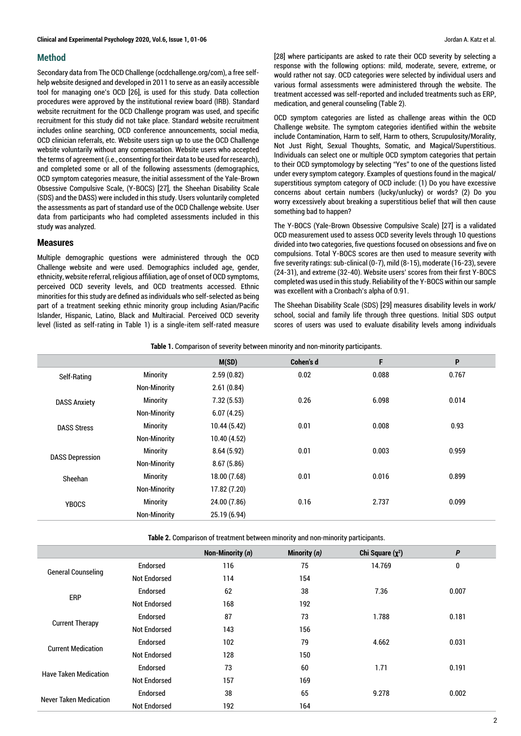## Method

Secondary data from The OCD Challenge (ocdchallenge.org/com), a free self-help website designed and developed in 2011 to serve as an easily accessible tool for managing one's OCD [26], is used for this study. Data collection procedures were approved by the institutional review board (IRB). Standard website recruitment for the OCD Challenge program was used, and specific recruitment for this study did not take place. Standard website recruitment includes online searching, OCD conference announcements, social media, OCD clinician referrals, etc. Website users sign up to use the OCD Challenge website voluntarily without any compensation. Website users who accepted the terms of agreement (i.e., consenting for their data to be used for research), and completed some or all of the following assessments (demographics, OCD symptom categories measure, the initial assessment of the Yale-Brown Obsessive Compulsive Scale, (Y-BOCS) [27], the Sheehan Disability Scale (SDS) and the DASS) were included in this study. Users voluntarily completed the assessments as part of standard use of the OCD Challenge website. User data from participants who had completed assessments included in this study was analyzed.

## Measures

Multiple demographic questions were administered through the OCD Challenge website and were used. Demographics included age, gender, ethnicity, website referral, religious affiliation, age of onset of OCD symptoms, perceived OCD severity levels, and OCD treatments accessed. Ethnic minorities for this study are defined as individuals who self-selected as being part of a treatment seeking ethnic minority group including Asian/Pacific Islander, Hispanic, Latino, Black and Multiracial. Perceived OCD severity level (listed as self-rating in Table 1) is a single-item self-rated measure [28] where participants are asked to rate their OCD severity by selecting a response with the following options: mild, moderate, severe, extreme, or would rather not say. OCD categories were selected by individual users and various formal assessments were administered through the website. The treatment accessed was self-reported and included treatments such as ERP, medication, and general counseling (Table 2).

OCD symptom categories are listed as challenge areas within the OCD Challenge website. The symptom categories identified within the website include Contamination, Harm to self, Harm to others, Scrupulosity/Morality, Not Just Right, Sexual Thoughts, Somatic, and Magical/Superstitious. Individuals can select one or multiple OCD symptom categories that pertain to their OCD symptomology by selecting "Yes" to one of the questions listed under every symptom category. Examples of questions found in the magical/superstitious symptom category of OCD include: (1) Do you have excessive concerns about certain numbers (lucky/unlucky) or words? (2) Do you worry excessively about breaking a superstitious belief that will then cause something bad to happen?

The Y-BOCS (Yale-Brown Obsessive Compulsive Scale) [27] is a validated OCD measurement used to assess OCD severity levels through 10 questions divided into two categories, five questions focused on obsessions and five on compulsions. Total Y-BOCS scores are then used to measure severity with five severity ratings: sub-clinical (0-7), mild (8-15), moderate (16-23), severe (24-31), and extreme (32-40). Website users' scores from their first Y-BOCS completed was used in this study. Reliability of the Y-BOCS within our sample was excellent with a Cronbach's alpha of 0.91.

The Sheehan Disability Scale (SDS) [29] measures disability levels in work/school, social and family life through three questions. Initial SDS output scores of users was used to evaluate disability levels among individuals

**Table 1.** Comparison of severity between minority and non-minority participants.

| | | M(SD) | Cohen's d | F | P |
|---|---|---|---|---|---|
| Self-Rating | Minority | 2.59 (0.82) | 0.02 | 0.088 | 0.767 |
| | Non-Minority | 2.61 (0.84) | | | |
| DASS Anxiety | Minority | 7.32 (5.53) | 0.26 | 6.098 | 0.014 |
| | Non-Minority | 6.07 (4.25) | | | |
| DASS Stress | Minority | 10.44 (5.42) | 0.01 | 0.008 | 0.93 |
| | Non-Minority | 10.40 (4.52) | | | |
| DASS Depression | Minority | 8.64 (5.92) | 0.01 | 0.003 | 0.959 |
| | Non-Minority | 8.67 (5.86) | | | |
| Sheehan | Minority | 18.00 (7.68) | 0.01 | 0.016 | 0.899 |
| | Non-Minority | 17.82 (7.20) | | | |
| YBOCS | Minority | 24.00 (7.86) | 0.16 | 2.737 | 0.099 |
| | Non-Minority | 25.19 (6.94) | | | |

**Table 2.** Comparison of treatment between minority and non-minority participants.

| | | Non-Minority (*n*) | Minority (*n*) | Chi Square ($\chi^2$) | *P* |
|---|---|---|---|---|---|
| General Counseling | Endorsed | 116 | 75 | 14.769 | 0 |
| | Not Endorsed | 114 | 154 | | |
| ERP | Endorsed | 62 | 38 | 7.36 | 0.007 |
| | Not Endorsed | 168 | 192 | | |
| Current Therapy | Endorsed | 87 | 73 | 1.788 | 0.181 |
| | Not Endorsed | 143 | 156 | | |
| Current Medication | Endorsed | 102 | 79 | 4.662 | 0.031 |
| | Not Endorsed | 128 | 150 | | |
| Have Taken Medication | Endorsed | 73 | 60 | 1.71 | 0.191 |
| | Not Endorsed | 157 | 169 | | |
| Never Taken Medication | Endorsed | 38 | 65 | 9.278 | 0.002 |
| | Not Endorsed | 192 | 164 | | |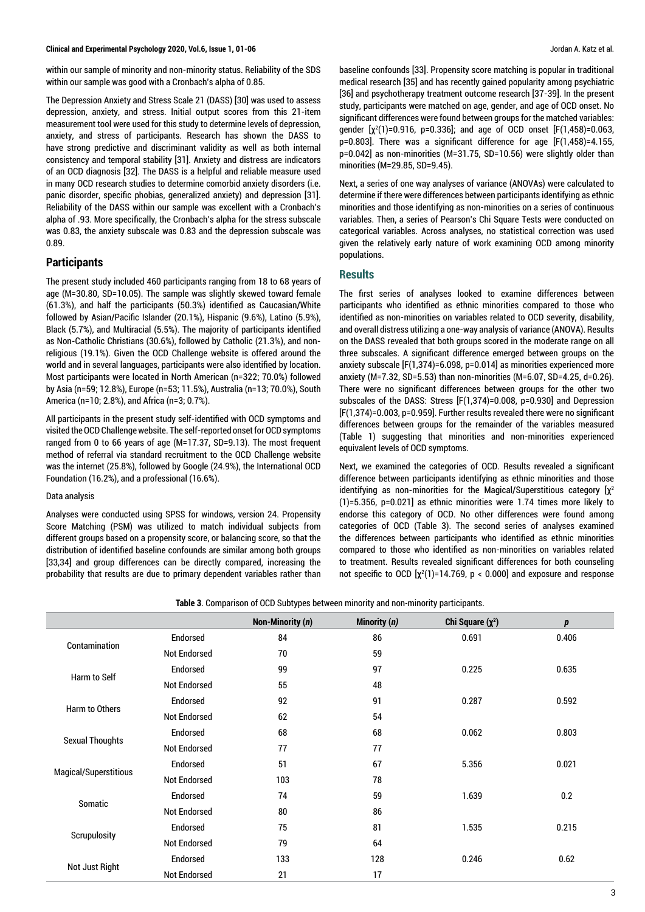within our sample of minority and non-minority status. Reliability of the SDS within our sample was good with a Cronbach's alpha of 0.85.

The Depression Anxiety and Stress Scale 21 (DASS) [30] was used to assess depression, anxiety, and stress. Initial output scores from this 21-item measurement tool were used for this study to determine levels of depression, anxiety, and stress of participants. Research has shown the DASS to have strong predictive and discriminant validity as well as both internal consistency and temporal stability [31]. Anxiety and distress are indicators of an OCD diagnosis [32]. The DASS is a helpful and reliable measure used in many OCD research studies to determine comorbid anxiety disorders (i.e. panic disorder, specific phobias, generalized anxiety) and depression [31]. Reliability of the DASS within our sample was excellent with a Cronbach's alpha of .93. More specifically, the Cronbach's alpha for the stress subscale was 0.83, the anxiety subscale was 0.83 and the depression subscale was 0.89.

## Participants

The present study included 460 participants ranging from 18 to 68 years of age (M=30.80, SD=10.05). The sample was slightly skewed toward female (61.3%), and half the participants (50.3%) identified as Caucasian/White followed by Asian/Pacific Islander (20.1%), Hispanic (9.6%), Latino (5.9%), Black (5.7%), and Multiracial (5.5%). The majority of participants identified as Non-Catholic Christians (30.6%), followed by Catholic (21.3%), and non-religious (19.1%). Given the OCD Challenge website is offered around the world and in several languages, participants were also identified by location. Most participants were located in North American (n=322; 70.0%) followed by Asia (n=59; 12.8%), Europe (n=53; 11.5%), Australia (n=13; 70.0%), South America (n=10; 2.8%), and Africa (n=3; 0.7%).

All participants in the present study self-identified with OCD symptoms and visited the OCD Challenge website. The self-reported onset for OCD symptoms ranged from 0 to 66 years of age (M=17.37, SD=9.13). The most frequent method of referral via standard recruitment to the OCD Challenge website was the internet (25.8%), followed by Google (24.9%), the International OCD Foundation (16.2%), and a professional (16.6%).

### Data analysis

Analyses were conducted using SPSS for windows, version 24. Propensity Score Matching (PSM) was utilized to match individual subjects from different groups based on a propensity score, or balancing score, so that the distribution of identified baseline confounds are similar among both groups [33,34] and group differences can be directly compared, increasing the probability that results are due to primary dependent variables rather than baseline confounds [33]. Propensity score matching is popular in traditional medical research [35] and has recently gained popularity among psychiatric [36] and psychotherapy treatment outcome research [37-39]. In the present study, participants were matched on age, gender, and age of OCD onset. No significant differences were found between groups for the matched variables: gender [$\chi^2(1)=0.916$, $p=0.336$]; and age of OCD onset [$F(1,458)=0.063$, $p=0.803$]. There was a significant difference for age [$F(1,458)=4.155$, $p=0.042$] as non-minorities (M=31.75, SD=10.56) were slightly older than minorities (M=29.85, SD=9.45).

Next, a series of one way analyses of variance (ANOVAs) were calculated to determine if there were differences between participants identifying as ethnic minorities and those identifying as non-minorities on a series of continuous variables. Then, a series of Pearson's Chi Square Tests were conducted on categorical variables. Across analyses, no statistical correction was used given the relatively early nature of work examining OCD among minority populations.

## Results

The first series of analyses looked to examine differences between participants who identified as ethnic minorities compared to those who identified as non-minorities on variables related to OCD severity, disability, and overall distress utilizing a one-way analysis of variance (ANOVA). Results on the DASS revealed that both groups scored in the moderate range on all three subscales. A significant difference emerged between groups on the anxiety subscale [$F(1,374)=6.098$, $p=0.014$] as minorities experienced more anxiety (M=7.32, SD=5.53) than non-minorities (M=6.07, SD=4.25, d=0.26). There were no significant differences between groups for the other two subscales of the DASS: Stress [$F(1,374)=0.008$, $p=0.930$] and Depression [$F(1,374)=0.003$, $p=0.959$]. Further results revealed there were no significant differences between groups for the remainder of the variables measured (Table 1) suggesting that minorities and non-minorities experienced equivalent levels of OCD symptoms.

Next, we examined the categories of OCD. Results revealed a significant difference between participants identifying as ethnic minorities and those identifying as non-minorities for the Magical/Superstitious category [$\chi^2(1)=5.356$, $p=0.021$] as ethnic minorities were 1.74 times more likely to endorse this category of OCD. No other differences were found among categories of OCD (Table 3). The second series of analyses examined the differences between participants who identified as ethnic minorities compared to those who identified as non-minorities on variables related to treatment. Results revealed significant differences for both counseling not specific to OCD [$\chi^2(1)=14.769$, $p < 0.000$] and exposure and response

**Table 3**. Comparison of OCD Subtypes between minority and non-minority participants.

| | | Non-Minority (*n*) | Minority (*n*) | Chi Square ($\chi^2$) | *p* |
|---|---|---|---|---|---|
| Contamination | Endorsed | 84 | 86 | 0.691 | 0.406 |
| | Not Endorsed | 70 | 59 | | |
| Harm to Self | Endorsed | 99 | 97 | 0.225 | 0.635 |
| | Not Endorsed | 55 | 48 | | |
| Harm to Others | Endorsed | 92 | 91 | 0.287 | 0.592 |
| | Not Endorsed | 62 | 54 | | |
| Sexual Thoughts | Endorsed | 68 | 68 | 0.062 | 0.803 |
| | Not Endorsed | 77 | 77 | | |
| Magical/Superstitious | Endorsed | 51 | 67 | 5.356 | 0.021 |
| | Not Endorsed | 103 | 78 | | |
| Somatic | Endorsed | 74 | 59 | 1.639 | 0.2 |
| | Not Endorsed | 80 | 86 | | |
| Scrupulosity | Endorsed | 75 | 81 | 1.535 | 0.215 |
| | Not Endorsed | 79 | 64 | | |
| Not Just Right | Endorsed | 133 | 128 | 0.246 | 0.62 |
| | Not Endorsed | 21 | 17 | | |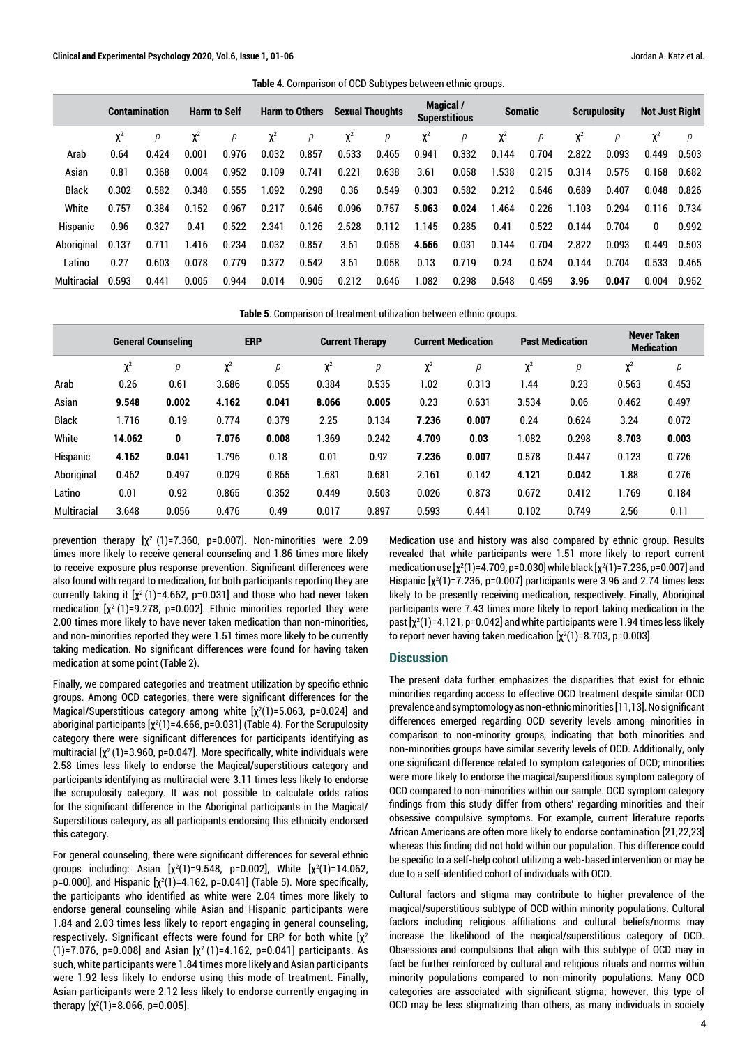**Table 4**. Comparison of OCD Subtypes between ethnic groups.

| | Contamination | | Harm to Self | | Harm to Others | | Sexual Thoughts | | Magical / Superstitious | | Somatic | | Scrupulosity | | Not Just Right | |
|---|---|---|---|---|---|---|---|---|---|---|---|---|---|---|---|---|
| | $\chi^2$ | $p$ | $\chi^2$ | $p$ | $\chi^2$ | $p$ | $\chi^2$ | $p$ | $\chi^2$ | $p$ | $\chi^2$ | $p$ | $\chi^2$ | $p$ | $\chi^2$ | $p$ |
| Arab | 0.64 | 0.424 | 0.001 | 0.976 | 0.032 | 0.857 | 0.533 | 0.465 | 0.941 | 0.332 | 0.144 | 0.704 | 2.822 | 0.093 | 0.449 | 0.503 |
| Asian | 0.81 | 0.368 | 0.004 | 0.952 | 0.109 | 0.741 | 0.221 | 0.638 | 3.61 | 0.058 | 1.538 | 0.215 | 0.314 | 0.575 | 0.168 | 0.682 |
| Black | 0.302 | 0.582 | 0.348 | 0.555 | 1.092 | 0.298 | 0.36 | 0.549 | 0.303 | 0.582 | 0.212 | 0.646 | 0.689 | 0.407 | 0.048 | 0.826 |
| White | 0.757 | 0.384 | 0.152 | 0.967 | 0.217 | 0.646 | 0.096 | 0.757 | **5.063** | **0.024** | 1.464 | 0.226 | 1.103 | 0.294 | 0.116 | 0.734 |
| Hispanic | 0.96 | 0.327 | 0.41 | 0.522 | 2.341 | 0.126 | 2.528 | 0.112 | 1.145 | 0.285 | 0.41 | 0.522 | 0.144 | 0.704 | 0 | 0.992 |
| Aboriginal | 0.137 | 0.711 | 1.416 | 0.234 | 0.032 | 0.857 | 3.61 | 0.058 | **4.666** | 0.031 | 0.144 | 0.704 | 2.822 | 0.093 | 0.449 | 0.503 |
| Latino | 0.27 | 0.603 | 0.078 | 0.779 | 0.372 | 0.542 | 3.61 | 0.058 | 0.13 | 0.719 | 0.24 | 0.624 | 0.144 | 0.704 | 0.533 | 0.465 |
| Multiracial | 0.593 | 0.441 | 0.005 | 0.944 | 0.014 | 0.905 | 0.212 | 0.646 | 1.082 | 0.298 | 0.548 | 0.459 | **3.96** | **0.047** | 0.004 | 0.952 |

**Table 5**. Comparison of treatment utilization between ethnic groups.

| | General Counseling | | ERP | | Current Therapy | | Current Medication | | Past Medication | | Never Taken Medication | |
|---|---|---|---|---|---|---|---|---|---|---|---|---|
| | $\chi^2$ | $p$ | $\chi^2$ | $p$ | $\chi^2$ | $p$ | $\chi^2$ | $p$ | $\chi^2$ | $p$ | $\chi^2$ | $p$ |
| Arab | 0.26 | 0.61 | 3.686 | 0.055 | 0.384 | 0.535 | 1.02 | 0.313 | 1.44 | 0.23 | 0.563 | 0.453 |
| Asian | **9.548** | **0.002** | **4.162** | **0.041** | **8.066** | **0.005** | 0.23 | 0.631 | 3.534 | 0.06 | 0.462 | 0.497 |
| Black | 1.716 | 0.19 | 0.774 | 0.379 | 2.25 | 0.134 | **7.236** | **0.007** | 0.24 | 0.624 | 3.24 | 0.072 |
| White | **14.062** | **0** | **7.076** | **0.008** | 1.369 | 0.242 | **4.709** | **0.03** | 1.082 | 0.298 | **8.703** | **0.003** |
| Hispanic | **4.162** | **0.041** | 1.796 | 0.18 | 0.01 | 0.92 | **7.236** | **0.007** | 0.578 | 0.447 | 0.123 | 0.726 |
| Aboriginal | 0.462 | 0.497 | 0.029 | 0.865 | 1.681 | 0.681 | 2.161 | 0.142 | **4.121** | **0.042** | 1.88 | 0.276 |
| Latino | 0.01 | 0.92 | 0.865 | 0.352 | 0.449 | 0.503 | 0.026 | 0.873 | 0.672 | 0.412 | 1.769 | 0.184 |
| Multiracial | 3.648 | 0.056 | 0.476 | 0.49 | 0.017 | 0.897 | 0.593 | 0.441 | 0.102 | 0.749 | 2.56 | 0.11 |

prevention therapy [$\chi^2$ (1)=7.360, p=0.007]. Non-minorities were 2.09 times more likely to receive general counseling and 1.86 times more likely to receive exposure plus response prevention. Significant differences were also found with regard to medication, for both participants reporting they are currently taking it [$\chi^2$ (1)=4.662, p=0.031] and those who had never taken medication [$\chi^2$ (1)=9.278, p=0.002]. Ethnic minorities reported they were 2.00 times more likely to have never taken medication than non-minorities, and non-minorities reported they were 1.51 times more likely to be currently taking medication. No significant differences were found for having taken medication at some point (Table 2).

Finally, we compared categories and treatment utilization by specific ethnic groups. Among OCD categories, there were significant differences for the Magical/Superstitious category among white [$\chi^2$(1)=5.063, p=0.024] and aboriginal participants [$\chi^2$(1)=4.666, p=0.031] (Table 4). For the Scrupulosity category there were significant differences for participants identifying as multiracial [$\chi^2$ (1)=3.960, p=0.047]. More specifically, white individuals were 2.58 times less likely to endorse the Magical/superstitious category and participants identifying as multiracial were 3.11 times less likely to endorse the scrupulosity category. It was not possible to calculate odds ratios for the significant difference in the Aboriginal participants in the Magical/Superstitious category, as all participants endorsing this ethnicity endorsed this category.

For general counseling, there were significant differences for several ethnic groups including: Asian [$\chi^2$(1)=9.548, p=0.002], White [$\chi^2$(1)=14.062, p=0.000], and Hispanic [$\chi^2$(1)=4.162, p=0.041] (Table 5). More specifically, the participants who identified as white were 2.04 times more likely to endorse general counseling while Asian and Hispanic participants were 1.84 and 2.03 times less likely to report engaging in general counseling, respectively. Significant effects were found for ERP for both white [$\chi^2$ (1)=7.076, p=0.008] and Asian [$\chi^2$ (1)=4.162, p=0.041] participants. As such, white participants were 1.84 times more likely and Asian participants were 1.92 less likely to endorse using this mode of treatment. Finally, Asian participants were 2.12 less likely to endorse currently engaging in therapy [$\chi^2$(1)=8.066, p=0.005].

Medication use and history was also compared by ethnic group. Results revealed that white participants were 1.51 more likely to report current medication use [$\chi^2$(1)=4.709, p=0.030] while black [$\chi^2$(1)=7.236, p=0.007] and Hispanic [$\chi^2$(1)=7.236, p=0.007] participants were 3.96 and 2.74 times less likely to be presently receiving medication, respectively. Finally, Aboriginal participants were 7.43 times more likely to report taking medication in the past [$\chi^2$(1)=4.121, p=0.042] and white participants were 1.94 times less likely to report never having taken medication [$\chi^2$(1)=8.703, p=0.003].

## Discussion

The present data further emphasizes the disparities that exist for ethnic minorities regarding access to effective OCD treatment despite similar OCD prevalence and symptomology as non-ethnic minorities [11,13]. No significant differences emerged regarding OCD severity levels among minorities in comparison to non-minority groups, indicating that both minorities and non-minorities groups have similar severity levels of OCD. Additionally, only one significant difference related to symptom categories of OCD; minorities were more likely to endorse the magical/superstitious symptom category of OCD compared to non-minorities within our sample. OCD symptom category findings from this study differ from others' regarding minorities and their obsessive compulsive symptoms. For example, current literature reports African Americans are often more likely to endorse contamination [21,22,23] whereas this finding did not hold within our population. This difference could be specific to a self-help cohort utilizing a web-based intervention or may be due to a self-identified cohort of individuals with OCD.

Cultural factors and stigma may contribute to higher prevalence of the magical/superstitious subtype of OCD within minority populations. Cultural factors including religious affiliations and cultural beliefs/norms may increase the likelihood of the magical/superstitious category of OCD. Obsessions and compulsions that align with this subtype of OCD may in fact be further reinforced by cultural and religious rituals and norms within minority populations compared to non-minority populations. Many OCD categories are associated with significant stigma; however, this type of OCD may be less stigmatizing than others, as many individuals in society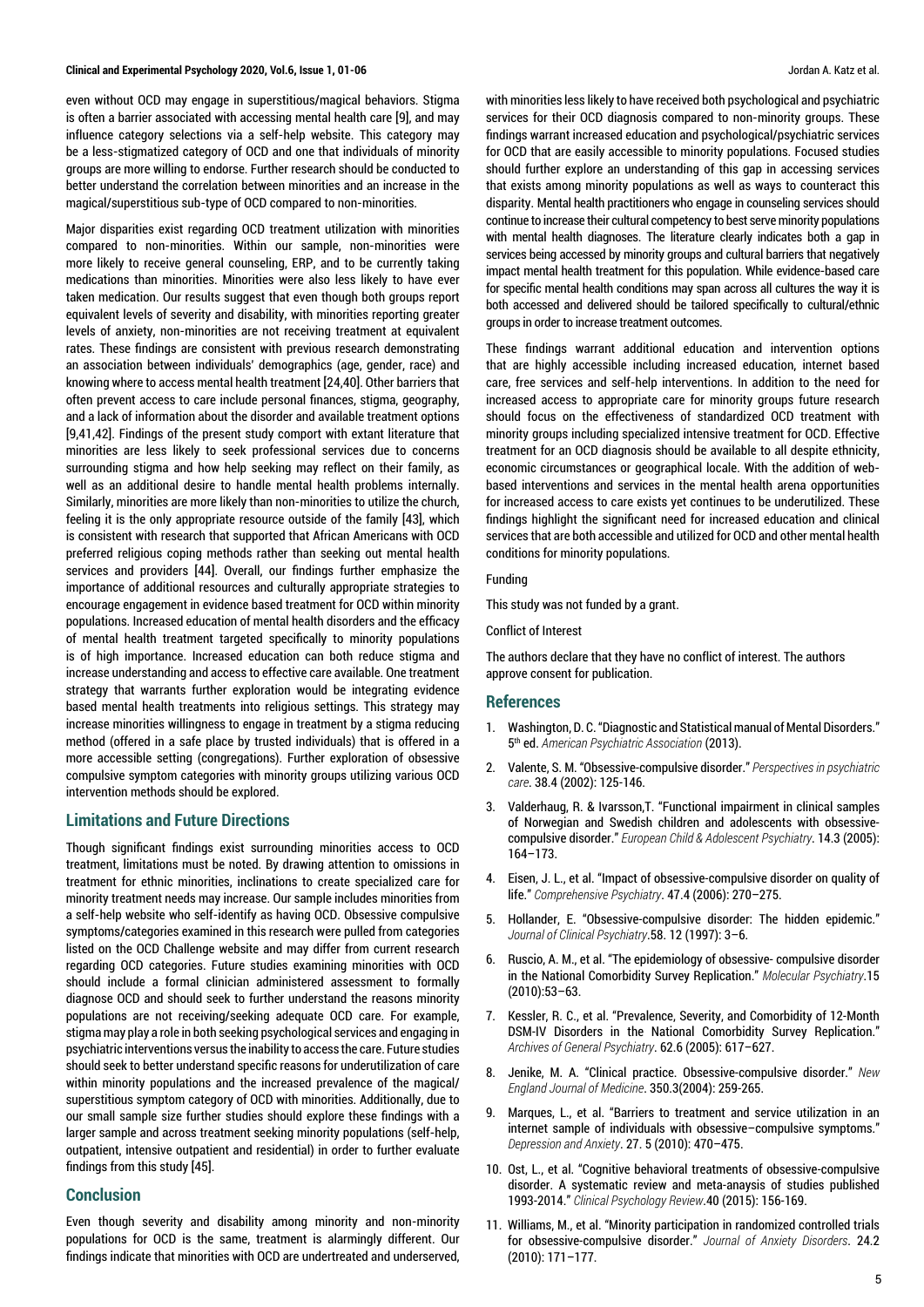even without OCD may engage in superstitious/magical behaviors. Stigma is often a barrier associated with accessing mental health care [9], and may influence category selections via a self-help website. This category may be a less-stigmatized category of OCD and one that individuals of minority groups are more willing to endorse. Further research should be conducted to better understand the correlation between minorities and an increase in the magical/superstitious sub-type of OCD compared to non-minorities.

Major disparities exist regarding OCD treatment utilization with minorities compared to non-minorities. Within our sample, non-minorities were more likely to receive general counseling, ERP, and to be currently taking medications than minorities. Minorities were also less likely to have ever taken medication. Our results suggest that even though both groups report equivalent levels of severity and disability, with minorities reporting greater levels of anxiety, non-minorities are not receiving treatment at equivalent rates. These findings are consistent with previous research demonstrating an association between individuals' demographics (age, gender, race) and knowing where to access mental health treatment [24,40]. Other barriers that often prevent access to care include personal finances, stigma, geography, and a lack of information about the disorder and available treatment options [9,41,42]. Findings of the present study comport with extant literature that minorities are less likely to seek professional services due to concerns surrounding stigma and how help seeking may reflect on their family, as well as an additional desire to handle mental health problems internally. Similarly, minorities are more likely than non-minorities to utilize the church, feeling it is the only appropriate resource outside of the family [43], which is consistent with research that supported that African Americans with OCD preferred religious coping methods rather than seeking out mental health services and providers [44]. Overall, our findings further emphasize the importance of additional resources and culturally appropriate strategies to encourage engagement in evidence based treatment for OCD within minority populations. Increased education of mental health disorders and the efficacy of mental health treatment targeted specifically to minority populations is of high importance. Increased education can both reduce stigma and increase understanding and access to effective care available. One treatment strategy that warrants further exploration would be integrating evidence based mental health treatments into religious settings. This strategy may increase minorities willingness to engage in treatment by a stigma reducing method (offered in a safe place by trusted individuals) that is offered in a more accessible setting (congregations). Further exploration of obsessive compulsive symptom categories with minority groups utilizing various OCD intervention methods should be explored.

## Limitations and Future Directions

Though significant findings exist surrounding minorities access to OCD treatment, limitations must be noted. By drawing attention to omissions in treatment for ethnic minorities, inclinations to create specialized care for minority treatment needs may increase. Our sample includes minorities from a self-help website who self-identify as having OCD. Obsessive compulsive symptoms/categories examined in this research were pulled from categories listed on the OCD Challenge website and may differ from current research regarding OCD categories. Future studies examining minorities with OCD should include a formal clinician administered assessment to formally diagnose OCD and should seek to further understand the reasons minority populations are not receiving/seeking adequate OCD care. For example, stigma may play a role in both seeking psychological services and engaging in psychiatric interventions versus the inability to access the care. Future studies should seek to better understand specific reasons for underutilization of care within minority populations and the increased prevalence of the magical/superstitious symptom category of OCD with minorities. Additionally, due to our small sample size further studies should explore these findings with a larger sample and across treatment seeking minority populations (self-help, outpatient, intensive outpatient and residential) in order to further evaluate findings from this study [45].

## Conclusion

Even though severity and disability among minority and non-minority populations for OCD is the same, treatment is alarmingly different. Our findings indicate that minorities with OCD are undertreated and underserved, with minorities less likely to have received both psychological and psychiatric services for their OCD diagnosis compared to non-minority groups. These findings warrant increased education and psychological/psychiatric services for OCD that are easily accessible to minority populations. Focused studies should further explore an understanding of this gap in accessing services that exists among minority populations as well as ways to counteract this disparity. Mental health practitioners who engage in counseling services should continue to increase their cultural competency to best serve minority populations with mental health diagnoses. The literature clearly indicates both a gap in services being accessed by minority groups and cultural barriers that negatively impact mental health treatment for this population. While evidence-based care for specific mental health conditions may span across all cultures the way it is both accessed and delivered should be tailored specifically to cultural/ethnic groups in order to increase treatment outcomes.

These findings warrant additional education and intervention options that are highly accessible including increased education, internet based care, free services and self-help interventions. In addition to the need for increased access to appropriate care for minority groups future research should focus on the effectiveness of standardized OCD treatment with minority groups including specialized intensive treatment for OCD. Effective treatment for an OCD diagnosis should be available to all despite ethnicity, economic circumstances or geographical locale. With the addition of web-based interventions and services in the mental health arena opportunities for increased access to care exists yet continues to be underutilized. These findings highlight the significant need for increased education and clinical services that are both accessible and utilized for OCD and other mental health conditions for minority populations.

Funding

This study was not funded by a grant.

Conflict of Interest

The authors declare that they have no conflict of interest. The authors approve consent for publication.

## References

1. Washington, D. C. "Diagnostic and Statistical manual of Mental Disorders." 5th ed. *American Psychiatric Association* (2013).
2. Valente, S. M. "Obsessive-compulsive disorder." *Perspectives in psychiatric care*. 38.4 (2002): 125-146.
3. Valderhaug, R. & Ivarsson,T. "Functional impairment in clinical samples of Norwegian and Swedish children and adolescents with obsessive-compulsive disorder." *European Child & Adolescent Psychiatry*. 14.3 (2005): 164–173.
4. Eisen, J. L., et al. "Impact of obsessive-compulsive disorder on quality of life." *Comprehensive Psychiatry*. 47.4 (2006): 270–275.
5. Hollander, E. "Obsessive-compulsive disorder: The hidden epidemic." *Journal of Clinical Psychiatry*.58. 12 (1997): 3–6.
6. Ruscio, A. M., et al. "The epidemiology of obsessive- compulsive disorder in the National Comorbidity Survey Replication." *Molecular Psychiatry*.15 (2010):53–63.
7. Kessler, R. C., et al. "Prevalence, Severity, and Comorbidity of 12-Month DSM-IV Disorders in the National Comorbidity Survey Replication." *Archives of General Psychiatry*. 62.6 (2005): 617–627.
8. Jenike, M. A. "Clinical practice. Obsessive-compulsive disorder." *New England Journal of Medicine*. 350.3(2004): 259-265.
9. Marques, L., et al. "Barriers to treatment and service utilization in an internet sample of individuals with obsessive–compulsive symptoms." *Depression and Anxiety*. 27. 5 (2010): 470–475.
10. Ost, L., et al. "Cognitive behavioral treatments of obsessive-compulsive disorder. A systematic review and meta-anaysis of studies published 1993-2014." *Clinical Psychology Review*.40 (2015): 156-169.
11. Williams, M., et al. "Minority participation in randomized controlled trials for obsessive-compulsive disorder." *Journal of Anxiety Disorders*. 24.2 (2010): 171–177.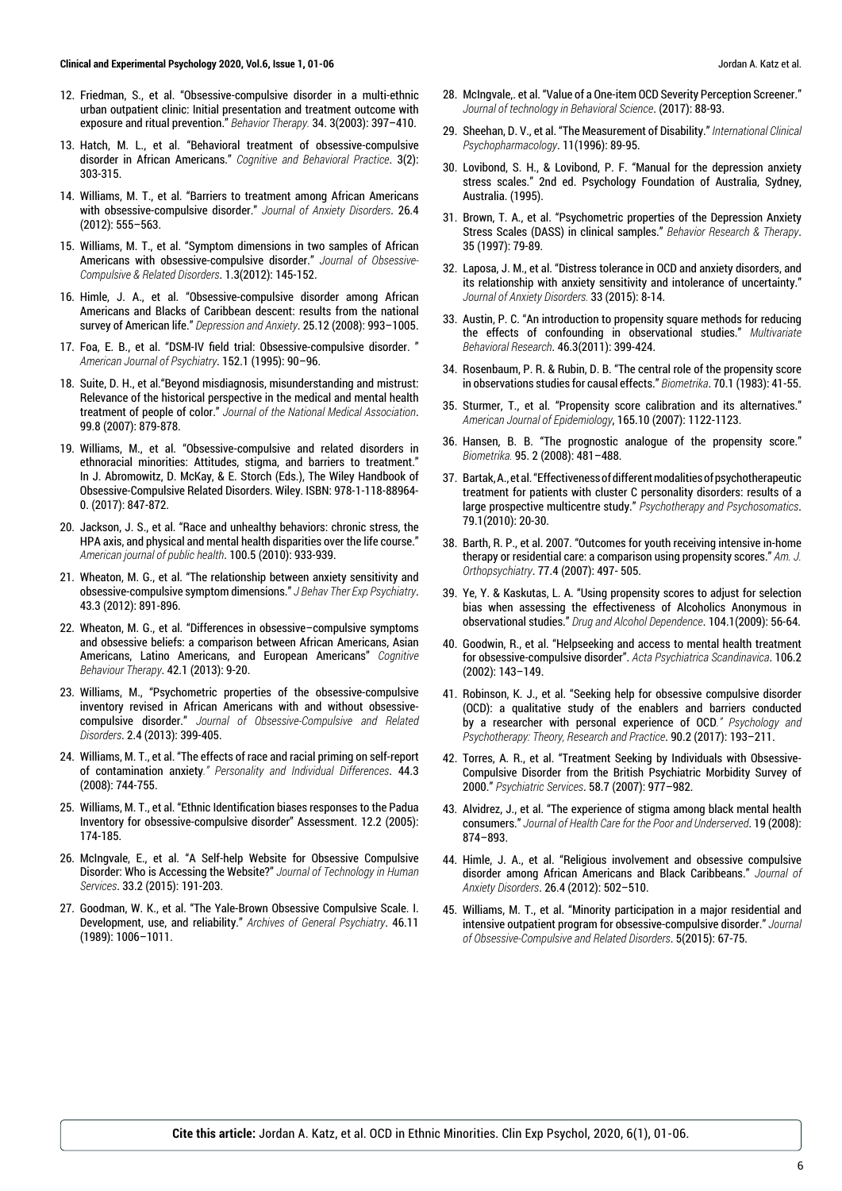12. Friedman, S., et al. "Obsessive-compulsive disorder in a multi-ethnic urban outpatient clinic: Initial presentation and treatment outcome with exposure and ritual prevention." *Behavior Therapy.* 34. 3(2003): 397–410.

13. Hatch, M. L., et al. "Behavioral treatment of obsessive-compulsive disorder in African Americans." *Cognitive and Behavioral Practice*. 3(2): 303-315.

14. Williams, M. T., et al. "Barriers to treatment among African Americans with obsessive-compulsive disorder." *Journal of Anxiety Disorders*. 26.4 (2012): 555–563.

15. Williams, M. T., et al. "Symptom dimensions in two samples of African Americans with obsessive-compulsive disorder." *Journal of Obsessive-Compulsive & Related Disorders*. 1.3(2012): 145-152.

16. Himle, J. A., et al. "Obsessive-compulsive disorder among African Americans and Blacks of Caribbean descent: results from the national survey of American life." *Depression and Anxiety*. 25.12 (2008): 993–1005.

17. Foa, E. B., et al. "DSM-IV field trial: Obsessive-compulsive disorder. " *American Journal of Psychiatry*. 152.1 (1995): 90–96.

18. Suite, D. H., et al."Beyond misdiagnosis, misunderstanding and mistrust: Relevance of the historical perspective in the medical and mental health treatment of people of color." *Journal of the National Medical Association*. 99.8 (2007): 879-878.

19. Williams, M., et al. "Obsessive-compulsive and related disorders in ethnoracial minorities: Attitudes, stigma, and barriers to treatment." In J. Abromowitz, D. McKay, & E. Storch (Eds.), The Wiley Handbook of Obsessive-Compulsive Related Disorders. Wiley. ISBN: 978-1-118-88964-0. (2017): 847-872.

20. Jackson, J. S., et al. "Race and unhealthy behaviors: chronic stress, the HPA axis, and physical and mental health disparities over the life course." *American journal of public health*. 100.5 (2010): 933-939.

21. Wheaton, M. G., et al. "The relationship between anxiety sensitivity and obsessive-compulsive symptom dimensions." *J Behav Ther Exp Psychiatry*. 43.3 (2012): 891-896.

22. Wheaton, M. G., et al. "Differences in obsessive–compulsive symptoms and obsessive beliefs: a comparison between African Americans, Asian Americans, Latino Americans, and European Americans" *Cognitive Behaviour Therapy*. 42.1 (2013): 9-20.

23. Williams, M., "Psychometric properties of the obsessive-compulsive inventory revised in African Americans with and without obsessive-compulsive disorder." *Journal of Obsessive-Compulsive and Related Disorders*. 2.4 (2013): 399-405.

24. Williams, M. T., et al. "The effects of race and racial priming on self-report of contamination anxiety*." Personality and Individual Differences*. 44.3 (2008): 744-755.

25. Williams, M. T., et al. "Ethnic Identification biases responses to the Padua Inventory for obsessive-compulsive disorder" Assessment. 12.2 (2005): 174-185.

26. McIngvale, E., et al. "A Self-help Website for Obsessive Compulsive Disorder: Who is Accessing the Website?" *Journal of Technology in Human Services*. 33.2 (2015): 191-203.

27. Goodman, W. K., et al. "The Yale-Brown Obsessive Compulsive Scale. I. Development, use, and reliability." *Archives of General Psychiatry*. 46.11 (1989): 1006–1011.

28. McIngvale,. et al. "Value of a One-item OCD Severity Perception Screener." *Journal of technology in Behavioral Science*. (2017): 88-93.

29. Sheehan, D. V., et al. "The Measurement of Disability." *International Clinical Psychopharmacology*. 11(1996): 89-95.

30. Lovibond, S. H., & Lovibond, P. F. "Manual for the depression anxiety stress scales." 2nd ed. Psychology Foundation of Australia, Sydney, Australia. (1995).

31. Brown, T. A., et al. "Psychometric properties of the Depression Anxiety Stress Scales (DASS) in clinical samples." *Behavior Research & Therapy*. 35 (1997): 79-89.

32. Laposa, J. M., et al. "Distress tolerance in OCD and anxiety disorders, and its relationship with anxiety sensitivity and intolerance of uncertainty." *Journal of Anxiety Disorders.* 33 (2015): 8-14.

33. Austin, P. C. "An introduction to propensity square methods for reducing the effects of confounding in observational studies." *Multivariate Behavioral Research*. 46.3(2011): 399-424.

34. Rosenbaum, P. R. & Rubin, D. B. "The central role of the propensity score in observations studies for causal effects." *Biometrika*. 70.1 (1983): 41-55.

35. Sturmer, T., et al. "Propensity score calibration and its alternatives." *American Journal of Epidemiology*, 165.10 (2007): 1122-1123.

36. Hansen, B. B. "The prognostic analogue of the propensity score." *Biometrika.* 95. 2 (2008): 481–488.

37. Bartak, A., et al. "Effectiveness of different modalities of psychotherapeutic treatment for patients with cluster C personality disorders: results of a large prospective multicentre study." *Psychotherapy and Psychosomatics*. 79.1(2010): 20-30.

38. Barth, R. P., et al. 2007. "Outcomes for youth receiving intensive in-home therapy or residential care: a comparison using propensity scores." *Am. J. Orthopsychiatry*. 77.4 (2007): 497- 505.

39. Ye, Y. & Kaskutas, L. A. "Using propensity scores to adjust for selection bias when assessing the effectiveness of Alcoholics Anonymous in observational studies." *Drug and Alcohol Dependence*. 104.1(2009): 56-64.

40. Goodwin, R., et al. "Helpseeking and access to mental health treatment for obsessive-compulsive disorder". *Acta Psychiatrica Scandinavica*. 106.2 (2002): 143–149.

41. Robinson, K. J., et al. "Seeking help for obsessive compulsive disorder (OCD): a qualitative study of the enablers and barriers conducted by a researcher with personal experience of OCD*." Psychology and Psychotherapy: Theory, Research and Practice*. 90.2 (2017): 193–211.

42. Torres, A. R., et al. "Treatment Seeking by Individuals with Obsessive-Compulsive Disorder from the British Psychiatric Morbidity Survey of 2000." *Psychiatric Services*. 58.7 (2007): 977–982.

43. Alvidrez, J., et al. "The experience of stigma among black mental health consumers." *Journal of Health Care for the Poor and Underserved*. 19 (2008): 874–893.

44. Himle, J. A., et al. "Religious involvement and obsessive compulsive disorder among African Americans and Black Caribbeans." *Journal of Anxiety Disorders*. 26.4 (2012): 502–510.

45. Williams, M. T., et al. "Minority participation in a major residential and intensive outpatient program for obsessive-compulsive disorder." *Journal of Obsessive-Compulsive and Related Disorders*. 5(2015): 67-75.

**Cite this article:** Jordan A. Katz, et al. OCD in Ethnic Minorities. Clin Exp Psychol, 2020, 6(1), 01-06.